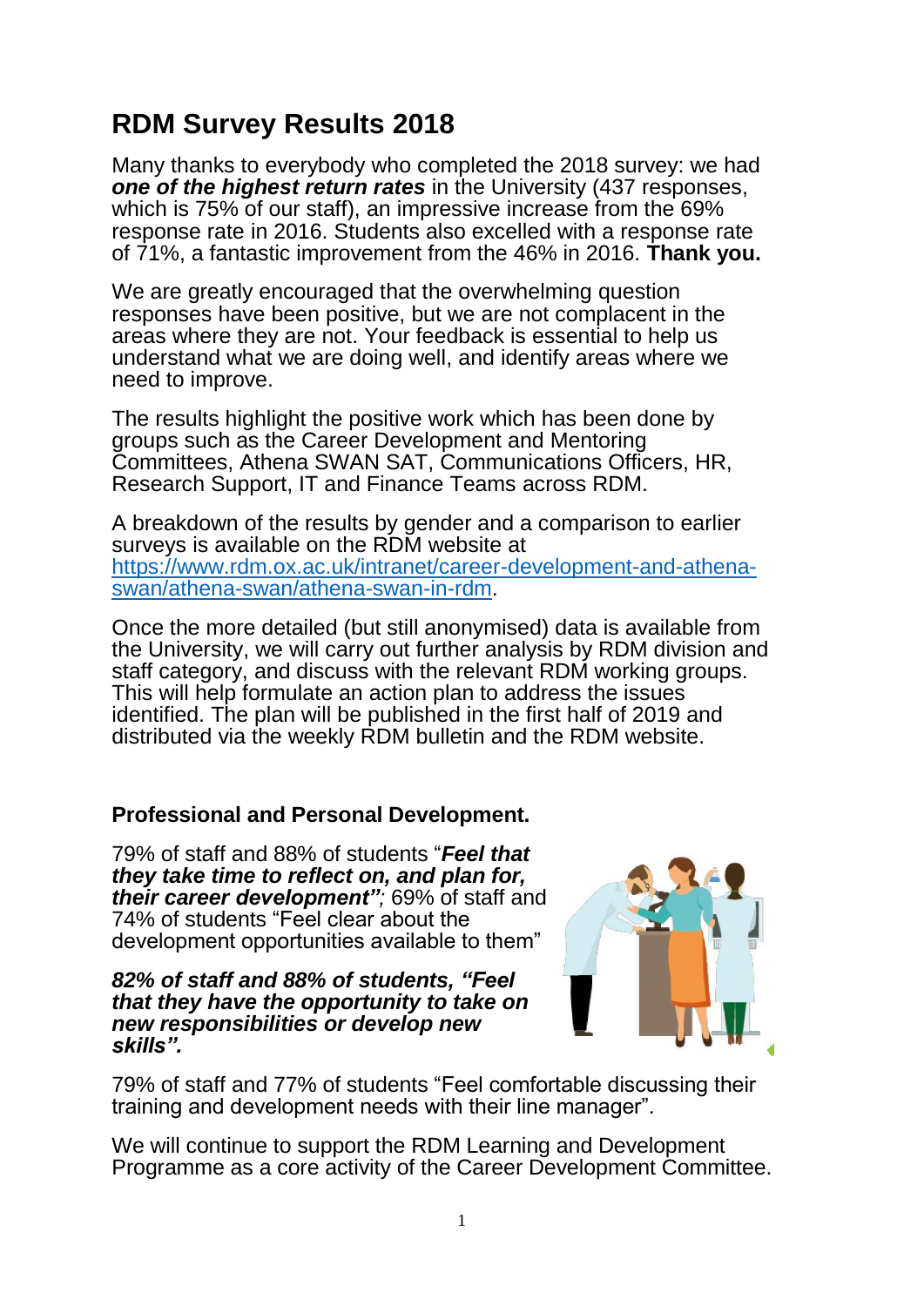# RDM Survey Results 2018

Many thanks to everybody who completed the 2018 survey: we had ***one of the highest return rates*** in the University (437 responses, which is 75% of our staff), an impressive increase from the 69% response rate in 2016. Students also excelled with a response rate of 71%, a fantastic improvement from the 46% in 2016. **Thank you.**

We are greatly encouraged that the overwhelming question responses have been positive, but we are not complacent in the areas where they are not. Your feedback is essential to help us understand what we are doing well, and identify areas where we need to improve.

The results highlight the positive work which has been done by groups such as the Career Development and Mentoring Committees, Athena SWAN SAT, Communications Officers, HR, Research Support, IT and Finance Teams across RDM.

A breakdown of the results by gender and a comparison to earlier surveys is available on the RDM website at [https://www.rdm.ox.ac.uk/intranet/career-development-and-athena-swan/athena-swan/athena-swan-in-rdm](https://www.rdm.ox.ac.uk/intranet/career-development-and-athena-swan/athena-swan/athena-swan-in-rdm).

Once the more detailed (but still anonymised) data is available from the University, we will carry out further analysis by RDM division and staff category, and discuss with the relevant RDM working groups. This will help formulate an action plan to address the issues identified. The plan will be published in the first half of 2019 and distributed via the weekly RDM bulletin and the RDM website.

### Professional and Personal Development.

79% of staff and 88% of students "***Feel that they take time to reflect on, and plan for, their career development";*** 69% of staff and 74% of students "Feel clear about the development opportunities available to them"

***82% of staff and 88% of students, "Feel that they have the opportunity to take on new responsibilities or develop new skills".***

79% of staff and 77% of students "Feel comfortable discussing their training and development needs with their line manager".

We will continue to support the RDM Learning and Development Programme as a core activity of the Career Development Committee.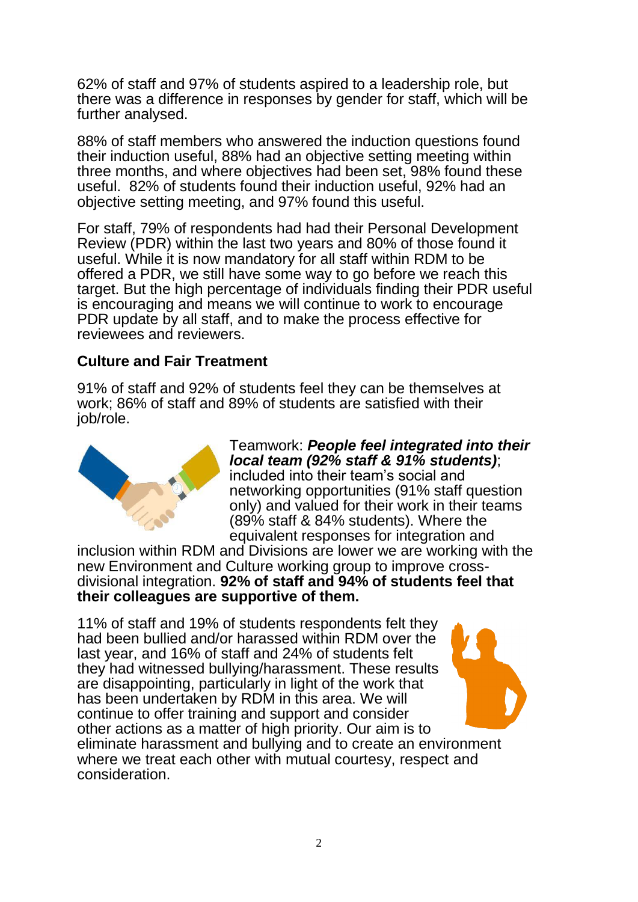62% of staff and 97% of students aspired to a leadership role, but there was a difference in responses by gender for staff, which will be further analysed.

88% of staff members who answered the induction questions found their induction useful, 88% had an objective setting meeting within three months, and where objectives had been set, 98% found these useful. 82% of students found their induction useful, 92% had an objective setting meeting, and 97% found this useful.

For staff, 79% of respondents had had their Personal Development Review (PDR) within the last two years and 80% of those found it useful. While it is now mandatory for all staff within RDM to be offered a PDR, we still have some way to go before we reach this target. But the high percentage of individuals finding their PDR useful is encouraging and means we will continue to work to encourage PDR update by all staff, and to make the process effective for reviewees and reviewers.

### Culture and Fair Treatment

91% of staff and 92% of students feel they can be themselves at work; 86% of staff and 89% of students are satisfied with their job/role.

Teamwork: ***People feel integrated into their local team (92% staff & 91% students)***; included into their team's social and networking opportunities (91% staff question only) and valued for their work in their teams (89% staff & 84% students). Where the equivalent responses for integration and inclusion within RDM and Divisions are lower we are working with the new Environment and Culture working group to improve cross-divisional integration. **92% of staff and 94% of students feel that their colleagues are supportive of them.**

11% of staff and 19% of students respondents felt they had been bullied and/or harassed within RDM over the last year, and 16% of staff and 24% of students felt they had witnessed bullying/harassment. These results are disappointing, particularly in light of the work that has been undertaken by RDM in this area. We will continue to offer training and support and consider other actions as a matter of high priority. Our aim is to eliminate harassment and bullying and to create an environment where we treat each other with mutual courtesy, respect and consideration.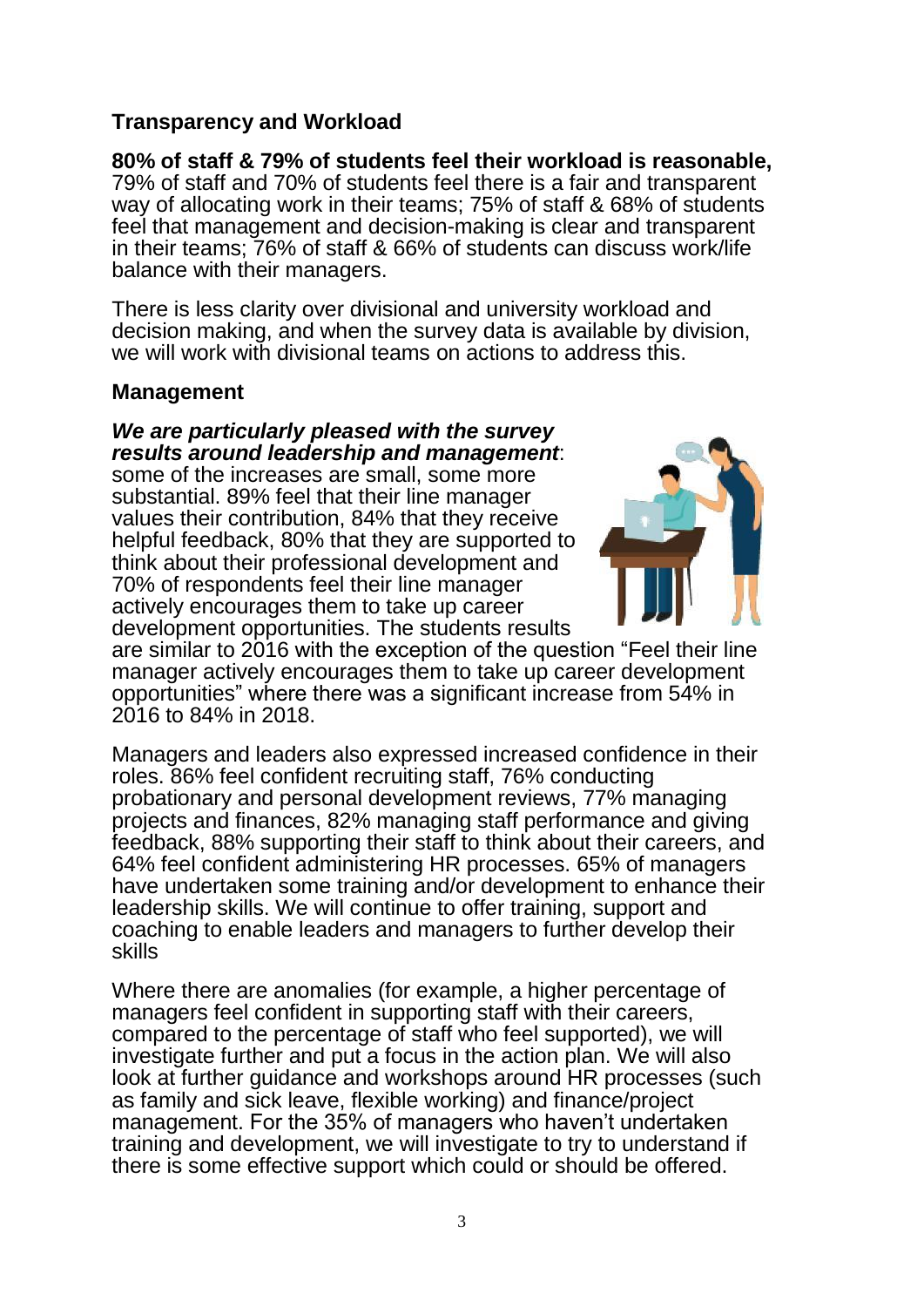## Transparency and Workload

**80% of staff & 79% of students feel their workload is reasonable,** 79% of staff and 70% of students feel there is a fair and transparent way of allocating work in their teams; 75% of staff & 68% of students feel that management and decision-making is clear and transparent in their teams; 76% of staff & 66% of students can discuss work/life balance with their managers.

There is less clarity over divisional and university workload and decision making, and when the survey data is available by division, we will work with divisional teams on actions to address this.

## Management

***We are particularly pleased with the survey results around leadership and management***: some of the increases are small, some more substantial. 89% feel that their line manager values their contribution, 84% that they receive helpful feedback, 80% that they are supported to think about their professional development and 70% of respondents feel their line manager actively encourages them to take up career development opportunities. The students results are similar to 2016 with the exception of the question "Feel their line manager actively encourages them to take up career development opportunities" where there was a significant increase from 54% in 2016 to 84% in 2018.

Managers and leaders also expressed increased confidence in their roles. 86% feel confident recruiting staff, 76% conducting probationary and personal development reviews, 77% managing projects and finances, 82% managing staff performance and giving feedback, 88% supporting their staff to think about their careers, and 64% feel confident administering HR processes. 65% of managers have undertaken some training and/or development to enhance their leadership skills. We will continue to offer training, support and coaching to enable leaders and managers to further develop their skills

Where there are anomalies (for example, a higher percentage of managers feel confident in supporting staff with their careers, compared to the percentage of staff who feel supported), we will investigate further and put a focus in the action plan. We will also look at further guidance and workshops around HR processes (such as family and sick leave, flexible working) and finance/project management. For the 35% of managers who haven't undertaken training and development, we will investigate to try to understand if there is some effective support which could or should be offered.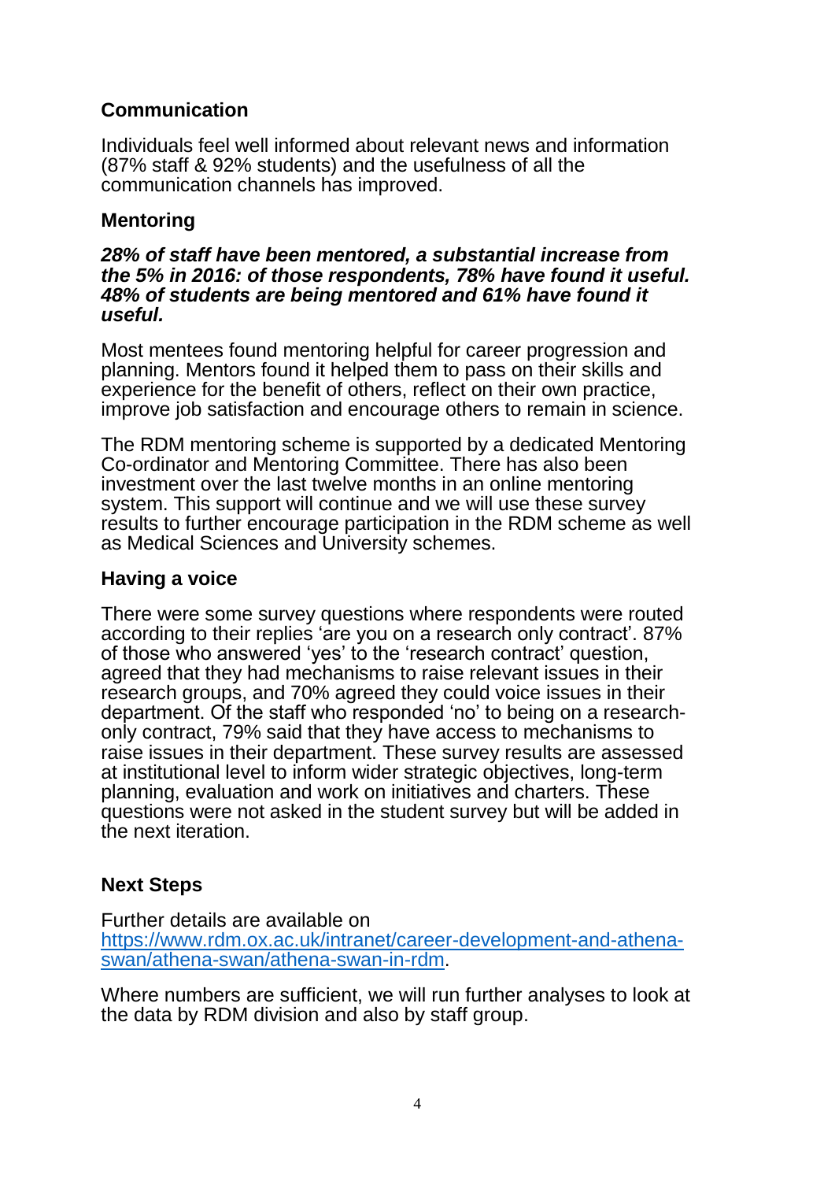## Communication

Individuals feel well informed about relevant news and information (87% staff & 92% students) and the usefulness of all the communication channels has improved.

## Mentoring

***28% of staff have been mentored, a substantial increase from the 5% in 2016: of those respondents, 78% have found it useful. 48% of students are being mentored and 61% have found it useful.***

Most mentees found mentoring helpful for career progression and planning. Mentors found it helped them to pass on their skills and experience for the benefit of others, reflect on their own practice, improve job satisfaction and encourage others to remain in science.

The RDM mentoring scheme is supported by a dedicated Mentoring Co-ordinator and Mentoring Committee. There has also been investment over the last twelve months in an online mentoring system. This support will continue and we will use these survey results to further encourage participation in the RDM scheme as well as Medical Sciences and University schemes.

## Having a voice

There were some survey questions where respondents were routed according to their replies 'are you on a research only contract'. 87% of those who answered 'yes' to the 'research contract' question, agreed that they had mechanisms to raise relevant issues in their research groups, and 70% agreed they could voice issues in their department. Of the staff who responded 'no' to being on a research-only contract, 79% said that they have access to mechanisms to raise issues in their department. These survey results are assessed at institutional level to inform wider strategic objectives, long-term planning, evaluation and work on initiatives and charters. These questions were not asked in the student survey but will be added in the next iteration.

## Next Steps

Further details are available on [https://www.rdm.ox.ac.uk/intranet/career-development-and-athena-swan/athena-swan/athena-swan-in-rdm](https://www.rdm.ox.ac.uk/intranet/career-development-and-athena-swan/athena-swan/athena-swan-in-rdm).

Where numbers are sufficient, we will run further analyses to look at the data by RDM division and also by staff group.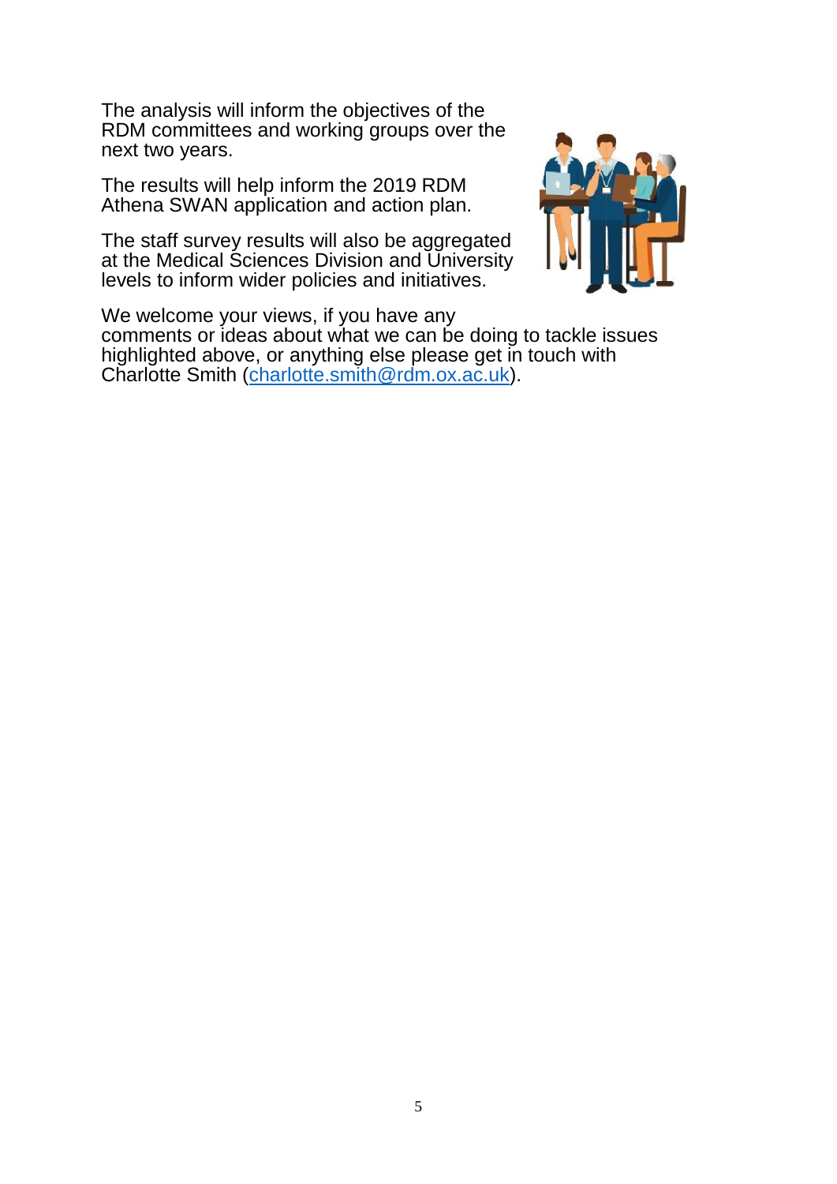The analysis will inform the objectives of the RDM committees and working groups over the next two years.

The results will help inform the 2019 RDM Athena SWAN application and action plan.

The staff survey results will also be aggregated at the Medical Sciences Division and University levels to inform wider policies and initiatives.

We welcome your views, if you have any comments or ideas about what we can be doing to tackle issues highlighted above, or anything else please get in touch with Charlotte Smith (charlotte.smith@rdm.ox.ac.uk).